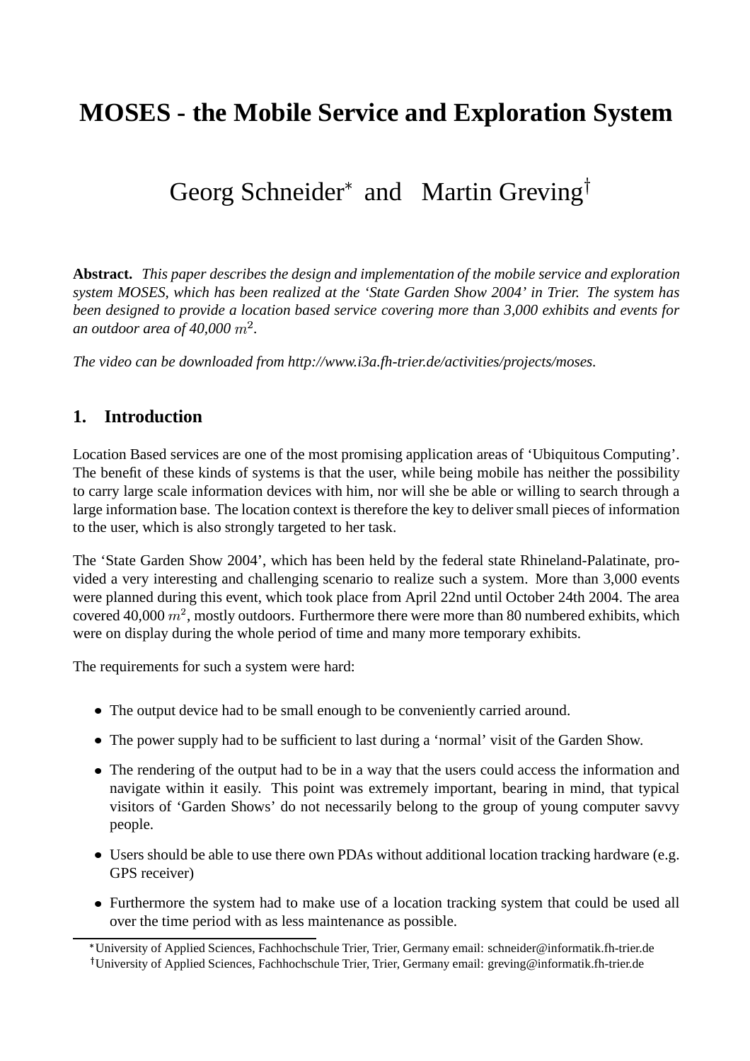# MOSES - the Mobile Service and Exploration System

Georg Schneider[*] and Martin Greving[†]

**Abstract.** *This paper describes the design and implementation of the mobile service and exploration system MOSES, which has been realized at the 'State Garden Show 2004' in Trier. The system has been designed to provide a location based service covering more than 3,000 exhibits and events for an outdoor area of 40,000 $m^2$.*

*The video can be downloaded from http://www.i3a.fh-trier.de/activities/projects/moses.*

## 1. Introduction

Location Based services are one of the most promising application areas of 'Ubiquitous Computing'. The benefit of these kinds of systems is that the user, while being mobile has neither the possibility to carry large scale information devices with him, nor will she be able or willing to search through a large information base. The location context is therefore the key to deliver small pieces of information to the user, which is also strongly targeted to her task.

The 'State Garden Show 2004', which has been held by the federal state Rhineland-Palatinate, provided a very interesting and challenging scenario to realize such a system. More than 3,000 events were planned during this event, which took place from April 22nd until October 24th 2004. The area covered 40,000 $m^2$, mostly outdoors. Furthermore there were more than 80 numbered exhibits, which were on display during the whole period of time and many more temporary exhibits.

The requirements for such a system were hard:

- The output device had to be small enough to be conveniently carried around.
- The power supply had to be sufficient to last during a 'normal' visit of the Garden Show.
- The rendering of the output had to be in a way that the users could access the information and navigate within it easily. This point was extremely important, bearing in mind, that typical visitors of 'Garden Shows' do not necessarily belong to the group of young computer savvy people.
- Users should be able to use there own PDAs without additional location tracking hardware (e.g. GPS receiver)
- Furthermore the system had to make use of a location tracking system that could be used all over the time period with as less maintenance as possible.

[*] University of Applied Sciences, Fachhochschule Trier, Trier, Germany email: schneider@informatik.fh-trier.de

[†] University of Applied Sciences, Fachhochschule Trier, Trier, Germany email: greving@informatik.fh-trier.de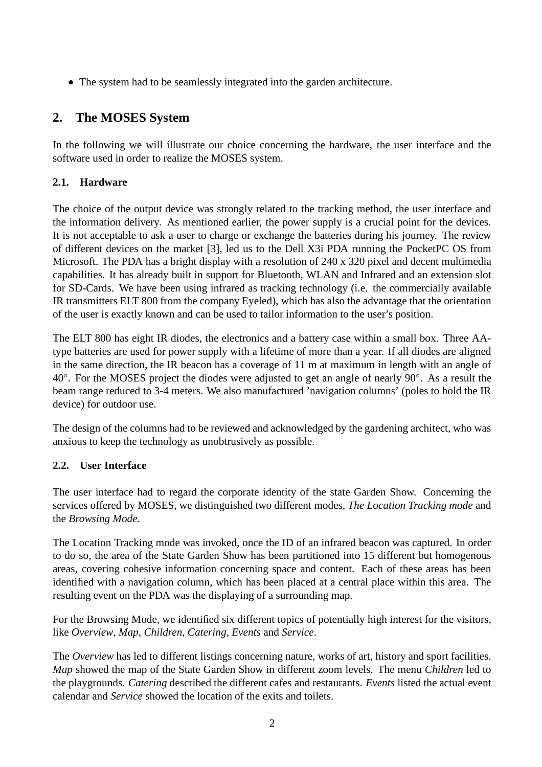- The system had to be seamlessly integrated into the garden architecture.

## 2. The MOSES System

In the following we will illustrate our choice concerning the hardware, the user interface and the software used in order to realize the MOSES system.

### 2.1. Hardware

The choice of the output device was strongly related to the tracking method, the user interface and the information delivery. As mentioned earlier, the power supply is a crucial point for the devices. It is not acceptable to ask a user to charge or exchange the batteries during his journey. The review of different devices on the market [3], led us to the Dell X3i PDA running the PocketPC OS from Microsoft. The PDA has a bright display with a resolution of 240 x 320 pixel and decent multimedia capabilities. It has already built in support for Bluetooth, WLAN and Infrared and an extension slot for SD-Cards. We have been using infrared as tracking technology (i.e. the commercially available IR transmitters ELT 800 from the company Eyeled), which has also the advantage that the orientation of the user is exactly known and can be used to tailor information to the user's position.

The ELT 800 has eight IR diodes, the electronics and a battery case within a small box. Three AA-type batteries are used for power supply with a lifetime of more than a year. If all diodes are aligned in the same direction, the IR beacon has a coverage of 11 m at maximum in length with an angle of $40°$. For the MOSES project the diodes were adjusted to get an angle of nearly $90°$. As a result the beam range reduced to 3-4 meters. We also manufactured 'navigation columns' (poles to hold the IR device) for outdoor use.

The design of the columns had to be reviewed and acknowledged by the gardening architect, who was anxious to keep the technology as unobtrusively as possible.

### 2.2. User Interface

The user interface had to regard the corporate identity of the state Garden Show. Concerning the services offered by MOSES, we distinguished two different modes, *The Location Tracking mode* and the *Browsing Mode*.

The Location Tracking mode was invoked, once the ID of an infrared beacon was captured. In order to do so, the area of the State Garden Show has been partitioned into 15 different but homogenous areas, covering cohesive information concerning space and content. Each of these areas has been identified with a navigation column, which has been placed at a central place within this area. The resulting event on the PDA was the displaying of a surrounding map.

For the Browsing Mode, we identified six different topics of potentially high interest for the visitors, like *Overview*, *Map*, *Children*, *Catering*, *Events* and *Service*.

The *Overview* has led to different listings concerning nature, works of art, history and sport facilities. *Map* showed the map of the State Garden Show in different zoom levels. The menu *Children* led to the playgrounds. *Catering* described the different cafes and restaurants. *Events* listed the actual event calendar and *Service* showed the location of the exits and toilets.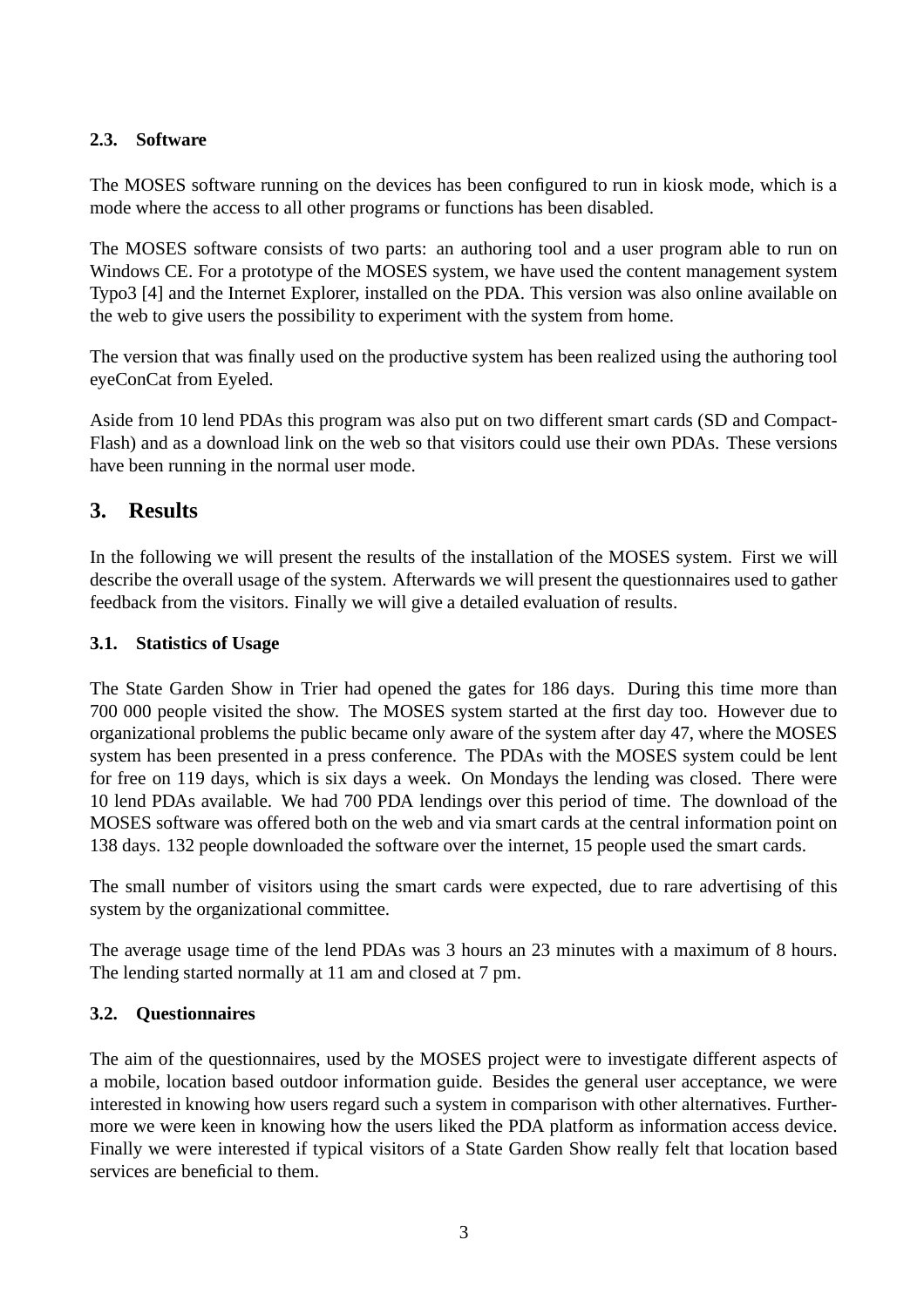### 2.3. Software

The MOSES software running on the devices has been configured to run in kiosk mode, which is a mode where the access to all other programs or functions has been disabled.

The MOSES software consists of two parts: an authoring tool and a user program able to run on Windows CE. For a prototype of the MOSES system, we have used the content management system Typo3 [4] and the Internet Explorer, installed on the PDA. This version was also online available on the web to give users the possibility to experiment with the system from home.

The version that was finally used on the productive system has been realized using the authoring tool eyeConCat from Eyeled.

Aside from 10 lend PDAs this program was also put on two different smart cards (SD and CompactFlash) and as a download link on the web so that visitors could use their own PDAs. These versions have been running in the normal user mode.

## 3. Results

In the following we will present the results of the installation of the MOSES system. First we will describe the overall usage of the system. Afterwards we will present the questionnaires used to gather feedback from the visitors. Finally we will give a detailed evaluation of results.

### 3.1. Statistics of Usage

The State Garden Show in Trier had opened the gates for 186 days. During this time more than 700 000 people visited the show. The MOSES system started at the first day too. However due to organizational problems the public became only aware of the system after day 47, where the MOSES system has been presented in a press conference. The PDAs with the MOSES system could be lent for free on 119 days, which is six days a week. On Mondays the lending was closed. There were 10 lend PDAs available. We had 700 PDA lendings over this period of time. The download of the MOSES software was offered both on the web and via smart cards at the central information point on 138 days. 132 people downloaded the software over the internet, 15 people used the smart cards.

The small number of visitors using the smart cards were expected, due to rare advertising of this system by the organizational committee.

The average usage time of the lend PDAs was 3 hours an 23 minutes with a maximum of 8 hours. The lending started normally at 11 am and closed at 7 pm.

### 3.2. Questionnaires

The aim of the questionnaires, used by the MOSES project were to investigate different aspects of a mobile, location based outdoor information guide. Besides the general user acceptance, we were interested in knowing how users regard such a system in comparison with other alternatives. Furthermore we were keen in knowing how the users liked the PDA platform as information access device. Finally we were interested if typical visitors of a State Garden Show really felt that location based services are beneficial to them.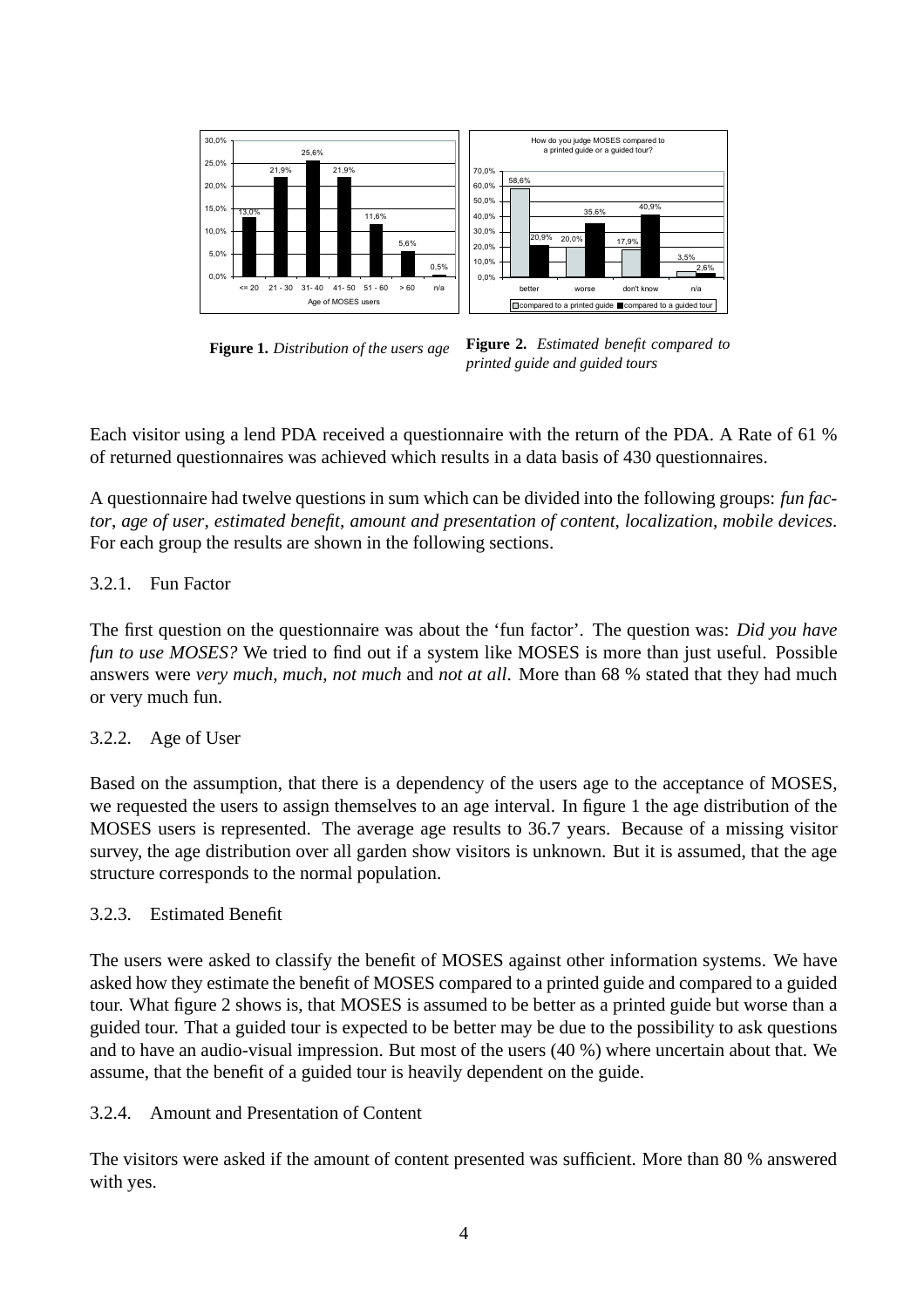**Figure 1.** *Distribution of the users age*

**Figure 2.** *Estimated benefit compared to printed guide and guided tours*

Each visitor using a lend PDA received a questionnaire with the return of the PDA. A Rate of 61 % of returned questionnaires was achieved which results in a data basis of 430 questionnaires.

A questionnaire had twelve questions in sum which can be divided into the following groups: *fun factor*, *age of user*, *estimated benefit*, *amount and presentation of content*, *localization*, *mobile devices*. For each group the results are shown in the following sections.

### 3.2.1. Fun Factor

The first question on the questionnaire was about the 'fun factor'. The question was: *Did you have fun to use MOSES?* We tried to find out if a system like MOSES is more than just useful. Possible answers were *very much*, *much*, *not much* and *not at all*. More than 68 % stated that they had much or very much fun.

### 3.2.2. Age of User

Based on the assumption, that there is a dependency of the users age to the acceptance of MOSES, we requested the users to assign themselves to an age interval. In figure 1 the age distribution of the MOSES users is represented. The average age results to 36.7 years. Because of a missing visitor survey, the age distribution over all garden show visitors is unknown. But it is assumed, that the age structure corresponds to the normal population.

### 3.2.3. Estimated Benefit

The users were asked to classify the benefit of MOSES against other information systems. We have asked how they estimate the benefit of MOSES compared to a printed guide and compared to a guided tour. What figure 2 shows is, that MOSES is assumed to be better as a printed guide but worse than a guided tour. That a guided tour is expected to be better may be due to the possibility to ask questions and to have an audio-visual impression. But most of the users (40 %) where uncertain about that. We assume, that the benefit of a guided tour is heavily dependent on the guide.

### 3.2.4. Amount and Presentation of Content

The visitors were asked if the amount of content presented was sufficient. More than 80 % answered with yes.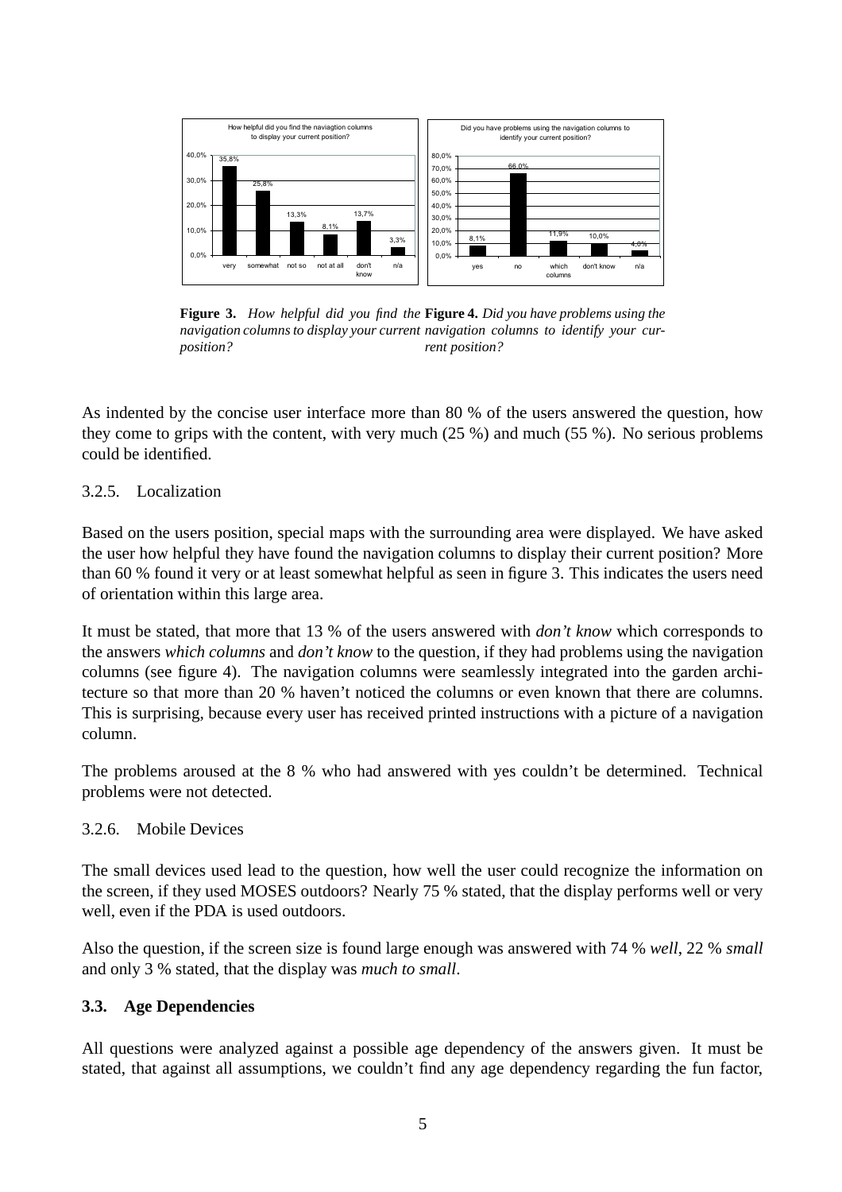**Figure 3.** *How helpful did you find the navigation columns to display your current position?*

**Figure 4.** *Did you have problems using the navigation columns to identify your current position?*

As indented by the concise user interface more than 80 % of the users answered the question, how they come to grips with the content, with very much (25 %) and much (55 %). No serious problems could be identified.

3.2.5. Localization

Based on the users position, special maps with the surrounding area were displayed. We have asked the user how helpful they have found the navigation columns to display their current position? More than 60 % found it very or at least somewhat helpful as seen in figure 3. This indicates the users need of orientation within this large area.

It must be stated, that more that 13 % of the users answered with *don't know* which corresponds to the answers *which columns* and *don't know* to the question, if they had problems using the navigation columns (see figure 4). The navigation columns were seamlessly integrated into the garden architecture so that more than 20 % haven't noticed the columns or even known that there are columns. This is surprising, because every user has received printed instructions with a picture of a navigation column.

The problems aroused at the 8 % who had answered with yes couldn't be determined. Technical problems were not detected.

3.2.6. Mobile Devices

The small devices used lead to the question, how well the user could recognize the information on the screen, if they used MOSES outdoors? Nearly 75 % stated, that the display performs well or very well, even if the PDA is used outdoors.

Also the question, if the screen size is found large enough was answered with 74 % *well*, 22 % *small* and only 3 % stated, that the display was *much to small*.

### 3.3. Age Dependencies

All questions were analyzed against a possible age dependency of the answers given. It must be stated, that against all assumptions, we couldn't find any age dependency regarding the fun factor,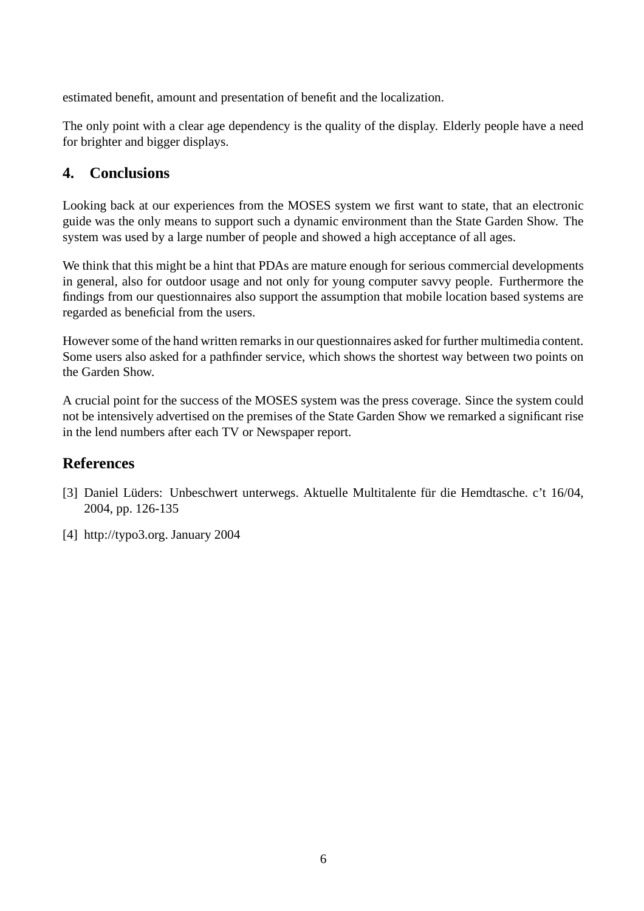estimated benefit, amount and presentation of benefit and the localization.

The only point with a clear age dependency is the quality of the display. Elderly people have a need for brighter and bigger displays.

## 4. Conclusions

Looking back at our experiences from the MOSES system we first want to state, that an electronic guide was the only means to support such a dynamic environment than the State Garden Show. The system was used by a large number of people and showed a high acceptance of all ages.

We think that this might be a hint that PDAs are mature enough for serious commercial developments in general, also for outdoor usage and not only for young computer savvy people. Furthermore the findings from our questionnaires also support the assumption that mobile location based systems are regarded as beneficial from the users.

However some of the hand written remarks in our questionnaires asked for further multimedia content. Some users also asked for a pathfinder service, which shows the shortest way between two points on the Garden Show.

A crucial point for the success of the MOSES system was the press coverage. Since the system could not be intensively advertised on the premises of the State Garden Show we remarked a significant rise in the lend numbers after each TV or Newspaper report.

## References

[3] Daniel Lüders: Unbeschwert unterwegs. Aktuelle Multitalente für die Hemdtasche. c't 16/04, 2004, pp. 126-135

[4] http://typo3.org. January 2004